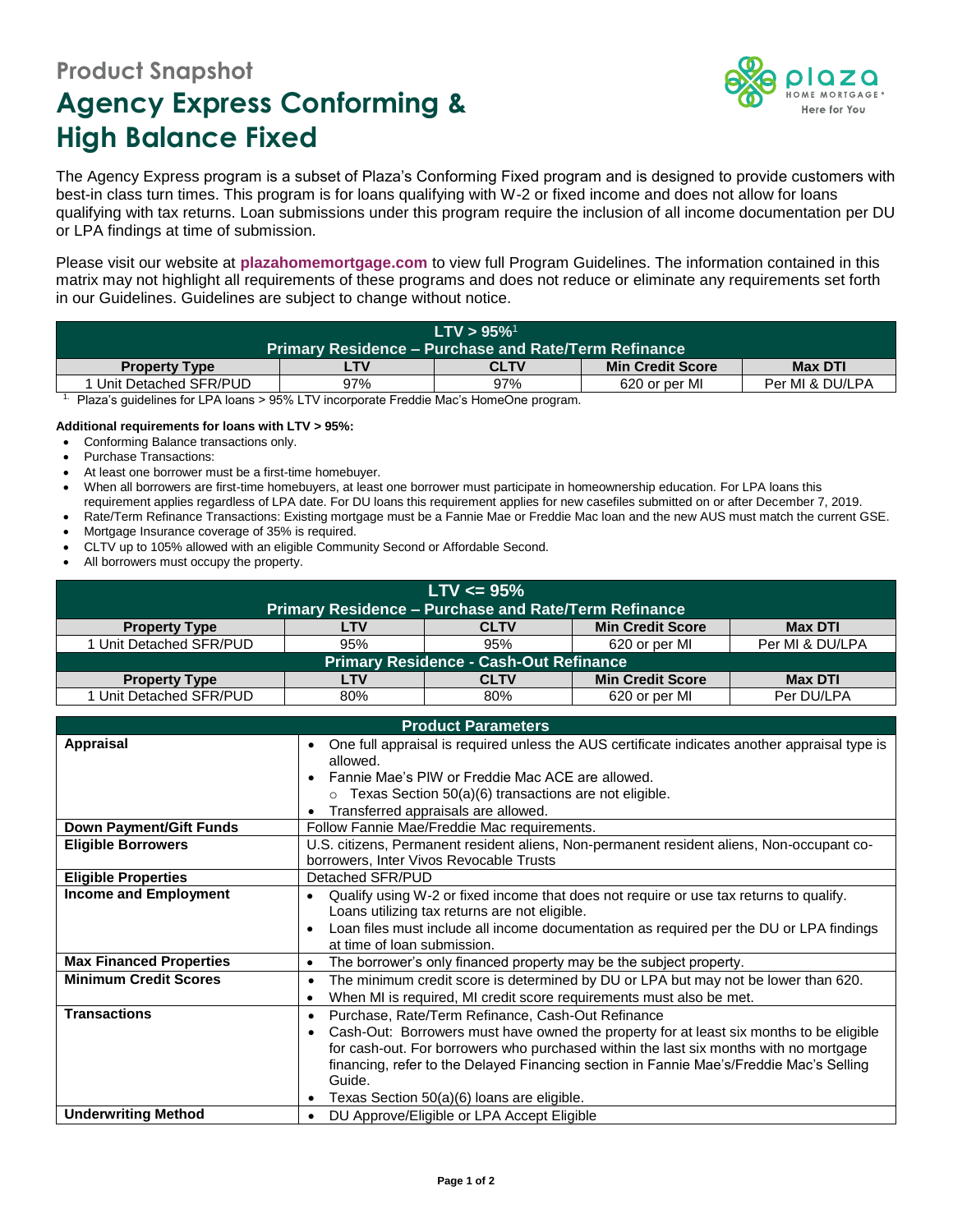## Product Snapshot

# Agency Express Conforming & High Balance Fixed

The Agency Express program is a subset of Plaza's Conforming Fixed program and is designed to provide customers with best-in class turn times. This program is for loans qualifying with W-2 or fixed income and does not allow for loans qualifying with tax returns. Loan submissions under this program require the inclusion of all income documentation per DU or LPA findings at time of submission.

Please visit our website at **plazahomemortgage.com** to view full Program Guidelines. The information contained in this matrix may not highlight all requirements of these programs and does not reduce or eliminate any requirements set forth in our Guidelines. Guidelines are subject to change without notice.

| LTV > 95%[1] Primary Residence – Purchase and Rate/Term Refinance | | | | |
|---|---|---|---|---|
| **Property Type** | **LTV** | **CLTV** | **Min Credit Score** | **Max DTI** |
| 1 Unit Detached SFR/PUD | 97% | 97% | 620 or per MI | Per MI & DU/LPA |

[1] Plaza's guidelines for LPA loans > 95% LTV incorporate Freddie Mac's HomeOne program.

**Additional requirements for loans with LTV > 95%:**

- Conforming Balance transactions only.
- Purchase Transactions:
- At least one borrower must be a first-time homebuyer.
- When all borrowers are first-time homebuyers, at least one borrower must participate in homeownership education. For LPA loans this requirement applies regardless of LPA date. For DU loans this requirement applies for new casefiles submitted on or after December 7, 2019.
- Rate/Term Refinance Transactions: Existing mortgage must be a Fannie Mae or Freddie Mac loan and the new AUS must match the current GSE.
- Mortgage Insurance coverage of 35% is required.
- CLTV up to 105% allowed with an eligible Community Second or Affordable Second.
- All borrowers must occupy the property.

| LTV <= 95% Primary Residence – Purchase and Rate/Term Refinance | | | | |
|---|---|---|---|---|
| **Property Type** | **LTV** | **CLTV** | **Min Credit Score** | **Max DTI** |
| 1 Unit Detached SFR/PUD | 95% | 95% | 620 or per MI | Per MI & DU/LPA |
| **Primary Residence - Cash-Out Refinance** | | | | |
| **Property Type** | **LTV** | **CLTV** | **Min Credit Score** | **Max DTI** |
| 1 Unit Detached SFR/PUD | 80% | 80% | 620 or per MI | Per DU/LPA |

| Product Parameters | |
|---|---|
| **Appraisal** | • One full appraisal is required unless the AUS certificate indicates another appraisal type is allowed.<br>• Fannie Mae's PIW or Freddie Mac ACE are allowed.<br>  ○ Texas Section 50(a)(6) transactions are not eligible.<br>• Transferred appraisals are allowed. |
| **Down Payment/Gift Funds** | Follow Fannie Mae/Freddie Mac requirements. |
| **Eligible Borrowers** | U.S. citizens, Permanent resident aliens, Non-permanent resident aliens, Non-occupant co-borrowers, Inter Vivos Revocable Trusts |
| **Eligible Properties** | Detached SFR/PUD |
| **Income and Employment** | • Qualify using W-2 or fixed income that does not require or use tax returns to qualify. Loans utilizing tax returns are not eligible.<br>• Loan files must include all income documentation as required per the DU or LPA findings at time of loan submission. |
| **Max Financed Properties** | • The borrower's only financed property may be the subject property. |
| **Minimum Credit Scores** | • The minimum credit score is determined by DU or LPA but may not be lower than 620.<br>• When MI is required, MI credit score requirements must also be met. |
| **Transactions** | • Purchase, Rate/Term Refinance, Cash-Out Refinance<br>• Cash-Out: Borrowers must have owned the property for at least six months to be eligible for cash-out. For borrowers who purchased within the last six months with no mortgage financing, refer to the Delayed Financing section in Fannie Mae's/Freddie Mac's Selling Guide.<br>• Texas Section 50(a)(6) loans are eligible. |
| **Underwriting Method** | • DU Approve/Eligible or LPA Accept Eligible |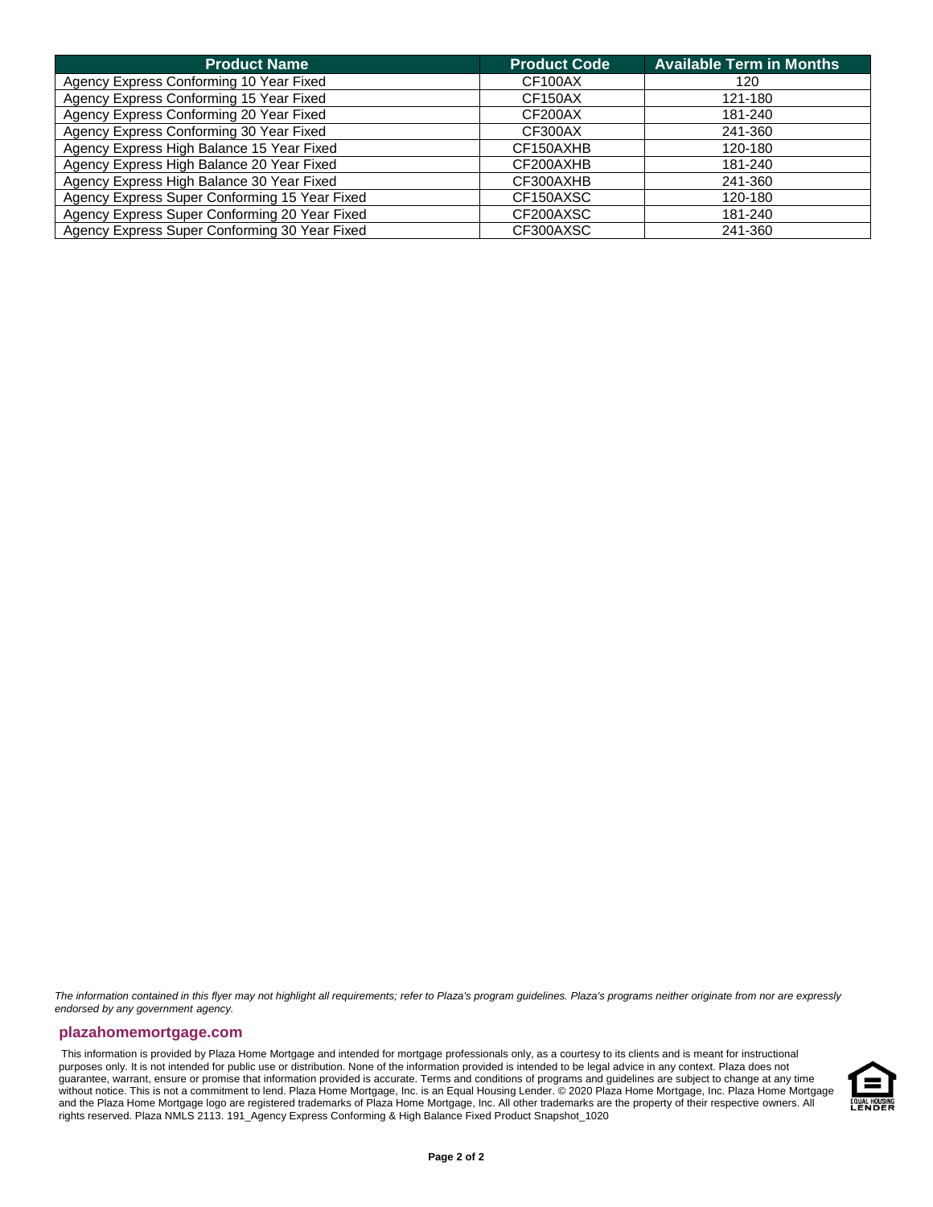| Product Name | Product Code | Available Term in Months |
| --- | --- | --- |
| Agency Express Conforming 10 Year Fixed | CF100AX | 120 |
| Agency Express Conforming 15 Year Fixed | CF150AX | 121-180 |
| Agency Express Conforming 20 Year Fixed | CF200AX | 181-240 |
| Agency Express Conforming 30 Year Fixed | CF300AX | 241-360 |
| Agency Express High Balance 15 Year Fixed | CF150AXHB | 120-180 |
| Agency Express High Balance 20 Year Fixed | CF200AXHB | 181-240 |
| Agency Express High Balance 30 Year Fixed | CF300AXHB | 241-360 |
| Agency Express Super Conforming 15 Year Fixed | CF150AXSC | 120-180 |
| Agency Express Super Conforming 20 Year Fixed | CF200AXSC | 181-240 |
| Agency Express Super Conforming 30 Year Fixed | CF300AXSC | 241-360 |

*The information contained in this flyer may not highlight all requirements; refer to Plaza's program guidelines. Plaza's programs neither originate from nor are expressly endorsed by any government agency.*

**plazahomemortgage.com**

This information is provided by Plaza Home Mortgage and intended for mortgage professionals only, as a courtesy to its clients and is meant for instructional purposes only. It is not intended for public use or distribution. None of the information provided is intended to be legal advice in any context. Plaza does not guarantee, warrant, ensure or promise that information provided is accurate. Terms and conditions of programs and guidelines are subject to change at any time without notice. This is not a commitment to lend. Plaza Home Mortgage, Inc. is an Equal Housing Lender. © 2020 Plaza Home Mortgage, Inc. Plaza Home Mortgage and the Plaza Home Mortgage logo are registered trademarks of Plaza Home Mortgage, Inc. All other trademarks are the property of their respective owners. All rights reserved. Plaza NMLS 2113. 191_Agency Express Conforming & High Balance Fixed Product Snapshot_1020

EQUAL HOUSING LENDER